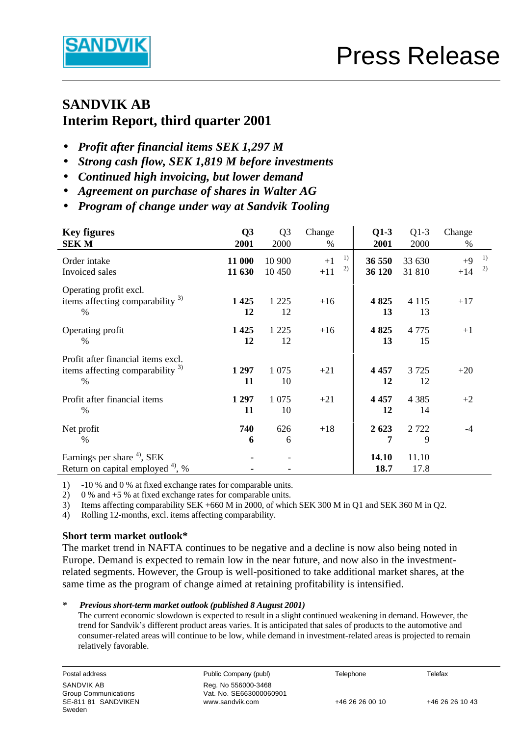SANDVIK

# Press Release

## SANDVIK AB
## Interim Report, third quarter 2001

- ***Profit after financial items SEK 1,297 M***
- ***Strong cash flow, SEK 1,819 M before investments***
- ***Continued high invoicing, but lower demand***
- ***Agreement on purchase of shares in Walter AG***
- ***Program of change under way at Sandvik Tooling***

| **Key figures** **SEK M** | **Q3 2001** | Q3 2000 | Change % | **Q1-3 2001** | Q1-3 2000 | Change % |
|---|---|---|---|---|---|---|
| Order intake | **11 000** | 10 900 | +1 [1] | **36 550** | 33 630 | +9 [1] |
| Invoiced sales | **11 630** | 10 450 | +11 [2] | **36 120** | 31 810 | +14 [2] |
| Operating profit excl. items affecting comparability [3] | **1 425** | 1 225 | +16 | **4 825** | 4 115 | +17 |
| % | **12** | 12 | | **13** | 13 | |
| Operating profit | **1 425** | 1 225 | +16 | **4 825** | 4 775 | +1 |
| % | **12** | 12 | | **13** | 15 | |
| Profit after financial items excl. items affecting comparability [3] | **1 297** | 1 075 | +21 | **4 457** | 3 725 | +20 |
| % | **11** | 10 | | **12** | 12 | |
| Profit after financial items | **1 297** | 1 075 | +21 | **4 457** | 4 385 | +2 |
| % | **11** | 10 | | **12** | 14 | |
| Net profit | **740** | 626 | +18 | **2 623** | 2 722 | -4 |
| % | **6** | 6 | | **7** | 9 | |
| Earnings per share [4], SEK | **-** | - | | **14.10** | 11.10 | |
| Return on capital employed [4], % | **-** | - | | **18.7** | 17.8 | |

1) -10 % and 0 % at fixed exchange rates for comparable units.
2) 0 % and +5 % at fixed exchange rates for comparable units.
3) Items affecting comparability SEK +660 M in 2000, of which SEK 300 M in Q1 and SEK 360 M in Q2.
4) Rolling 12-months, excl. items affecting comparability.

### Short term market outlook*

The market trend in NAFTA continues to be negative and a decline is now also being noted in Europe. Demand is expected to remain low in the near future, and now also in the investment-related segments. However, the Group is well-positioned to take additional market shares, at the same time as the program of change aimed at retaining profitability is intensified.

*\* Previous short-term market outlook (published 8 August 2001)*

The current economic slowdown is expected to result in a slight continued weakening in demand. However, the trend for Sandvik's different product areas varies. It is anticipated that sales of products to the automotive and consumer-related areas will continue to be low, while demand in investment-related areas is projected to remain relatively favorable.

| Postal address | Public Company (publ) | Telephone | Telefax |
|---|---|---|---|
| SANDVIK AB | Reg. No 556000-3468 | | |
| Group Communications | Vat. No. SE663000060901 | | |
| SE-811 81 SANDVIKEN | www.sandvik.com | +46 26 26 00 10 | +46 26 26 10 43 |
| Sweden | | | |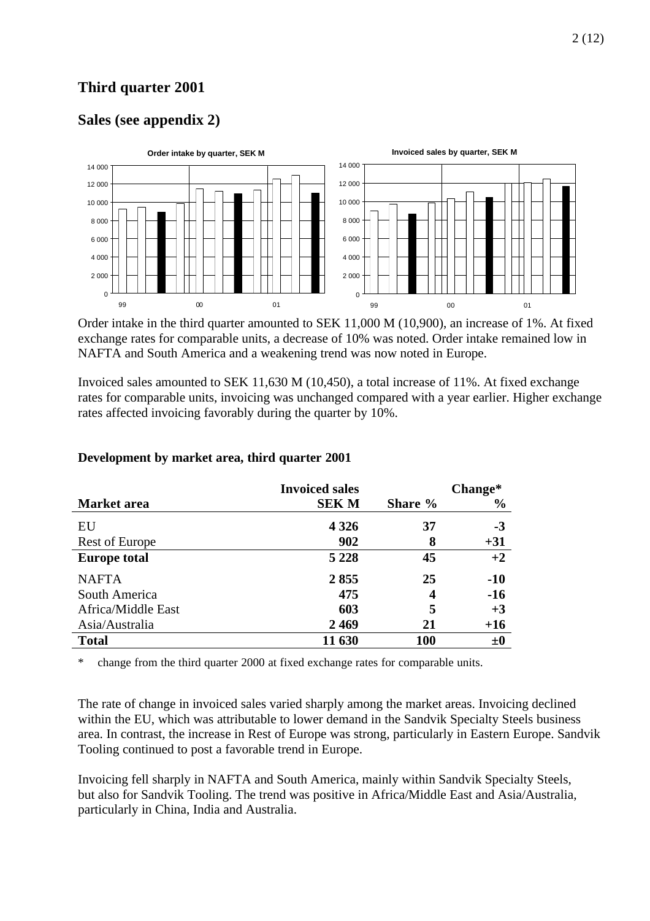# Third quarter 2001

## Sales (see appendix 2)

Order intake by quarter, SEK M

Invoiced sales by quarter, SEK M

Order intake in the third quarter amounted to SEK 11,000 M (10,900), an increase of 1%. At fixed exchange rates for comparable units, a decrease of 10% was noted. Order intake remained low in NAFTA and South America and a weakening trend was now noted in Europe.

Invoiced sales amounted to SEK 11,630 M (10,450), a total increase of 11%. At fixed exchange rates for comparable units, invoicing was unchanged compared with a year earlier. Higher exchange rates affected invoicing favorably during the quarter by 10%.

**Development by market area, third quarter 2001**

| Market area | Invoiced sales SEK M | Share % | Change* % |
|---|---|---|---|
| EU | **4 326** | **37** | **-3** |
| Rest of Europe | **902** | **8** | **+31** |
| **Europe total** | **5 228** | **45** | **+2** |
| NAFTA | **2 855** | **25** | **-10** |
| South America | **475** | **4** | **-16** |
| Africa/Middle East | **603** | **5** | **+3** |
| Asia/Australia | **2 469** | **21** | **+16** |
| **Total** | **11 630** | **100** | **±0** |

\* change from the third quarter 2000 at fixed exchange rates for comparable units.

The rate of change in invoiced sales varied sharply among the market areas. Invoicing declined within the EU, which was attributable to lower demand in the Sandvik Specialty Steels business area. In contrast, the increase in Rest of Europe was strong, particularly in Eastern Europe. Sandvik Tooling continued to post a favorable trend in Europe.

Invoicing fell sharply in NAFTA and South America, mainly within Sandvik Specialty Steels, but also for Sandvik Tooling. The trend was positive in Africa/Middle East and Asia/Australia, particularly in China, India and Australia.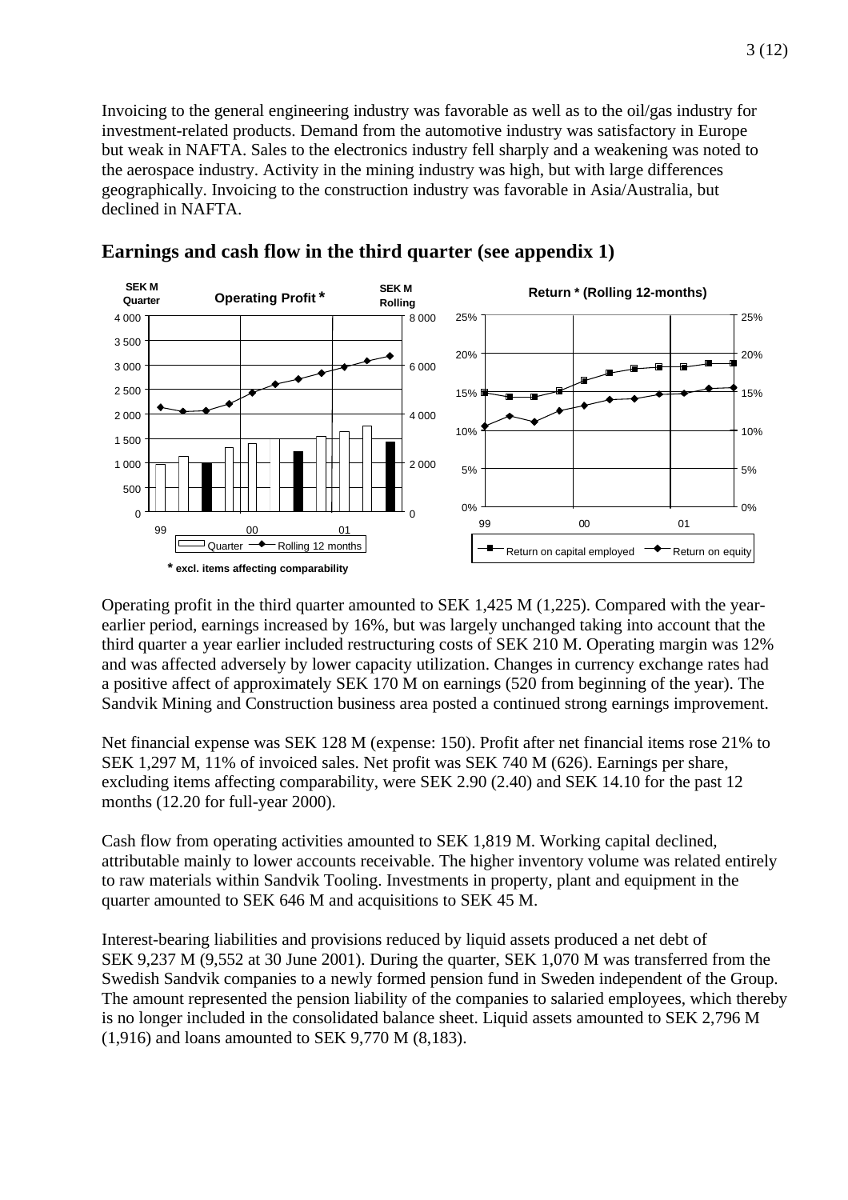Invoicing to the general engineering industry was favorable as well as to the oil/gas industry for investment-related products. Demand from the automotive industry was satisfactory in Europe but weak in NAFTA. Sales to the electronics industry fell sharply and a weakening was noted to the aerospace industry. Activity in the mining industry was high, but with large differences geographically. Invoicing to the construction industry was favorable in Asia/Australia, but declined in NAFTA.

## Earnings and cash flow in the third quarter (see appendix 1)

Operating profit in the third quarter amounted to SEK 1,425 M (1,225). Compared with the year-earlier period, earnings increased by 16%, but was largely unchanged taking into account that the third quarter a year earlier included restructuring costs of SEK 210 M. Operating margin was 12% and was affected adversely by lower capacity utilization. Changes in currency exchange rates had a positive affect of approximately SEK 170 M on earnings (520 from beginning of the year). The Sandvik Mining and Construction business area posted a continued strong earnings improvement.

Net financial expense was SEK 128 M (expense: 150). Profit after net financial items rose 21% to SEK 1,297 M, 11% of invoiced sales. Net profit was SEK 740 M (626). Earnings per share, excluding items affecting comparability, were SEK 2.90 (2.40) and SEK 14.10 for the past 12 months (12.20 for full-year 2000).

Cash flow from operating activities amounted to SEK 1,819 M. Working capital declined, attributable mainly to lower accounts receivable. The higher inventory volume was related entirely to raw materials within Sandvik Tooling. Investments in property, plant and equipment in the quarter amounted to SEK 646 M and acquisitions to SEK 45 M.

Interest-bearing liabilities and provisions reduced by liquid assets produced a net debt of SEK 9,237 M (9,552 at 30 June 2001). During the quarter, SEK 1,070 M was transferred from the Swedish Sandvik companies to a newly formed pension fund in Sweden independent of the Group. The amount represented the pension liability of the companies to salaried employees, which thereby is no longer included in the consolidated balance sheet. Liquid assets amounted to SEK 2,796 M (1,916) and loans amounted to SEK 9,770 M (8,183).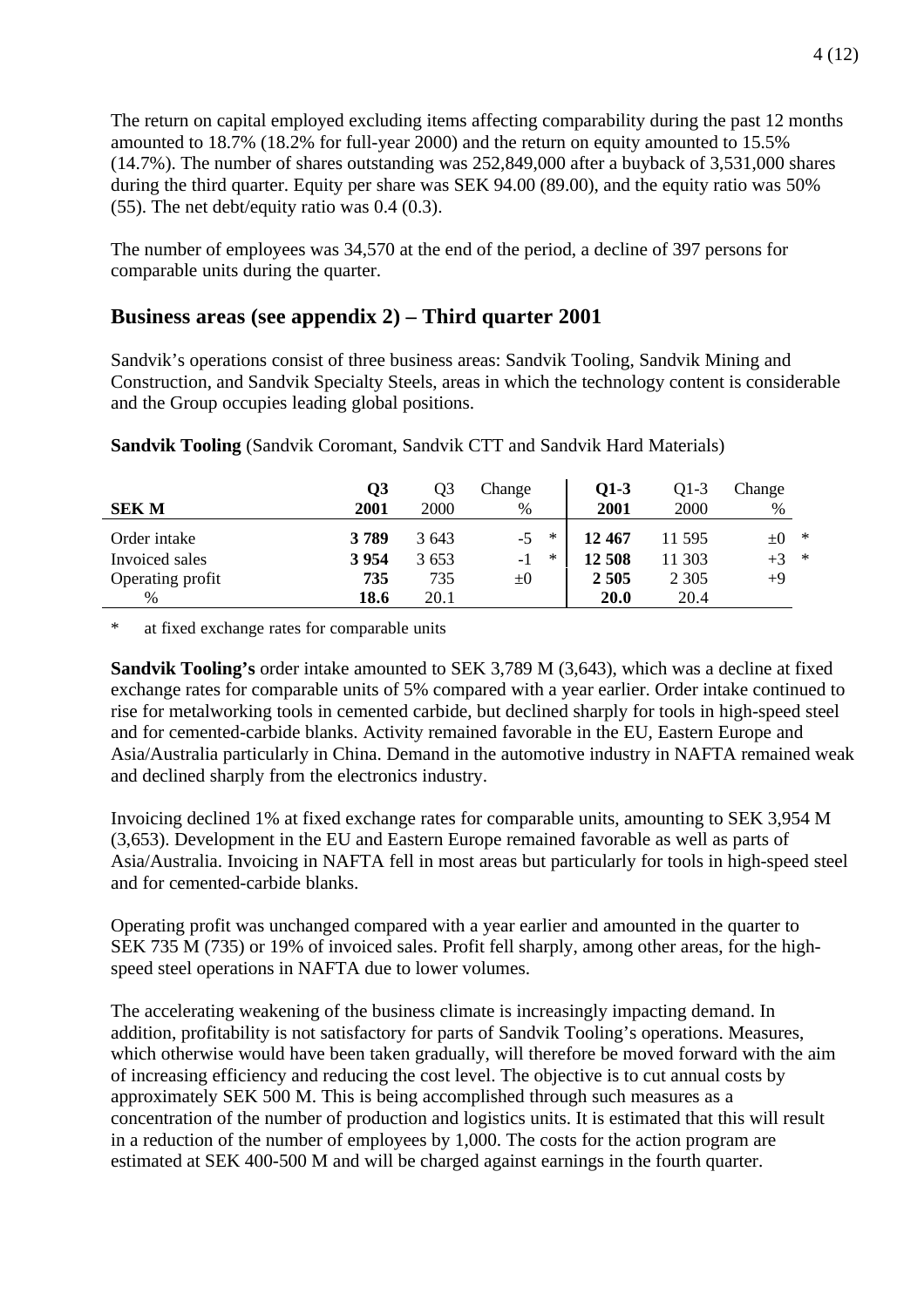The return on capital employed excluding items affecting comparability during the past 12 months amounted to 18.7% (18.2% for full-year 2000) and the return on equity amounted to 15.5% (14.7%). The number of shares outstanding was 252,849,000 after a buyback of 3,531,000 shares during the third quarter. Equity per share was SEK 94.00 (89.00), and the equity ratio was 50% (55). The net debt/equity ratio was 0.4 (0.3).

The number of employees was 34,570 at the end of the period, a decline of 397 persons for comparable units during the quarter.

## Business areas (see appendix 2) – Third quarter 2001

Sandvik's operations consist of three business areas: Sandvik Tooling, Sandvik Mining and Construction, and Sandvik Specialty Steels, areas in which the technology content is considerable and the Group occupies leading global positions.

**Sandvik Tooling** (Sandvik Coromant, Sandvik CTT and Sandvik Hard Materials)

| SEK M | **Q3 2001** | Q3 2000 | Change % | | **Q1-3 2001** | Q1-3 2000 | Change % | |
|---|---|---|---|---|---|---|---|---|
| Order intake | **3 789** | 3 643 | -5 | * | **12 467** | 11 595 | ±0 | * |
| Invoiced sales | **3 954** | 3 653 | -1 | * | **12 508** | 11 303 | +3 | * |
| Operating profit | **735** | 735 | ±0 | | **2 505** | 2 305 | +9 | |
| % | **18.6** | 20.1 | | | **20.0** | 20.4 | | |

\* at fixed exchange rates for comparable units

**Sandvik Tooling's** order intake amounted to SEK 3,789 M (3,643), which was a decline at fixed exchange rates for comparable units of 5% compared with a year earlier. Order intake continued to rise for metalworking tools in cemented carbide, but declined sharply for tools in high-speed steel and for cemented-carbide blanks. Activity remained favorable in the EU, Eastern Europe and Asia/Australia particularly in China. Demand in the automotive industry in NAFTA remained weak and declined sharply from the electronics industry.

Invoicing declined 1% at fixed exchange rates for comparable units, amounting to SEK 3,954 M (3,653). Development in the EU and Eastern Europe remained favorable as well as parts of Asia/Australia. Invoicing in NAFTA fell in most areas but particularly for tools in high-speed steel and for cemented-carbide blanks.

Operating profit was unchanged compared with a year earlier and amounted in the quarter to SEK 735 M (735) or 19% of invoiced sales. Profit fell sharply, among other areas, for the high-speed steel operations in NAFTA due to lower volumes.

The accelerating weakening of the business climate is increasingly impacting demand. In addition, profitability is not satisfactory for parts of Sandvik Tooling's operations. Measures, which otherwise would have been taken gradually, will therefore be moved forward with the aim of increasing efficiency and reducing the cost level. The objective is to cut annual costs by approximately SEK 500 M. This is being accomplished through such measures as a concentration of the number of production and logistics units. It is estimated that this will result in a reduction of the number of employees by 1,000. The costs for the action program are estimated at SEK 400-500 M and will be charged against earnings in the fourth quarter.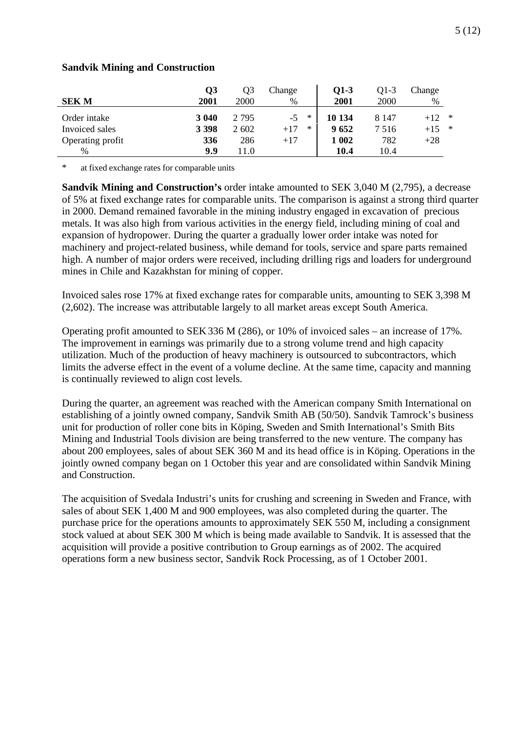**Sandvik Mining and Construction**

| SEK M | **Q3 2001** | Q3 2000 | Change % | | **Q1-3 2001** | Q1-3 2000 | Change % | |
|---|---|---|---|---|---|---|---|---|
| Order intake | **3 040** | 2 795 | -5 | * | **10 134** | 8 147 | +12 | * |
| Invoiced sales | **3 398** | 2 602 | +17 | * | **9 652** | 7 516 | +15 | * |
| Operating profit | **336** | 286 | +17 | | **1 002** | 782 | +28 | |
| % | **9.9** | 11.0 | | | **10.4** | 10.4 | | |

\* at fixed exchange rates for comparable units

**Sandvik Mining and Construction's** order intake amounted to SEK 3,040 M (2,795), a decrease of 5% at fixed exchange rates for comparable units. The comparison is against a strong third quarter in 2000. Demand remained favorable in the mining industry engaged in excavation of precious metals. It was also high from various activities in the energy field, including mining of coal and expansion of hydropower. During the quarter a gradually lower order intake was noted for machinery and project-related business, while demand for tools, service and spare parts remained high. A number of major orders were received, including drilling rigs and loaders for underground mines in Chile and Kazakhstan for mining of copper.

Invoiced sales rose 17% at fixed exchange rates for comparable units, amounting to SEK 3,398 M (2,602). The increase was attributable largely to all market areas except South America.

Operating profit amounted to SEK 336 M (286), or 10% of invoiced sales – an increase of 17%. The improvement in earnings was primarily due to a strong volume trend and high capacity utilization. Much of the production of heavy machinery is outsourced to subcontractors, which limits the adverse effect in the event of a volume decline. At the same time, capacity and manning is continually reviewed to align cost levels.

During the quarter, an agreement was reached with the American company Smith International on establishing of a jointly owned company, Sandvik Smith AB (50/50). Sandvik Tamrock's business unit for production of roller cone bits in Köping, Sweden and Smith International's Smith Bits Mining and Industrial Tools division are being transferred to the new venture. The company has about 200 employees, sales of about SEK 360 M and its head office is in Köping. Operations in the jointly owned company began on 1 October this year and are consolidated within Sandvik Mining and Construction.

The acquisition of Svedala Industri's units for crushing and screening in Sweden and France, with sales of about SEK 1,400 M and 900 employees, was also completed during the quarter. The purchase price for the operations amounts to approximately SEK 550 M, including a consignment stock valued at about SEK 300 M which is being made available to Sandvik. It is assessed that the acquisition will provide a positive contribution to Group earnings as of 2002. The acquired operations form a new business sector, Sandvik Rock Processing, as of 1 October 2001.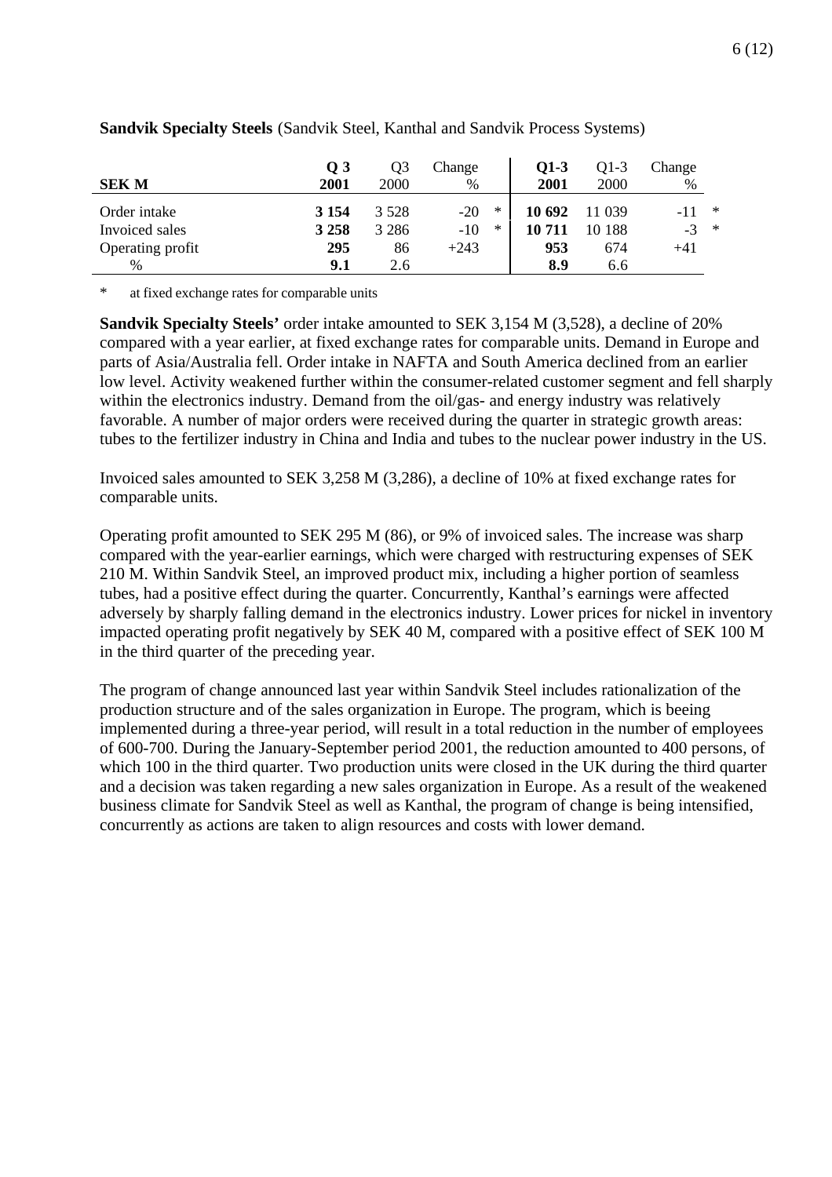**Sandvik Specialty Steels** (Sandvik Steel, Kanthal and Sandvik Process Systems)

| SEK M | **Q 3 2001** | Q3 2000 | Change % | | **Q1-3 2001** | Q1-3 2000 | Change % | |
|---|---|---|---|---|---|---|---|---|
| Order intake | **3 154** | 3 528 | -20 | * | **10 692** | 11 039 | -11 | * |
| Invoiced sales | **3 258** | 3 286 | -10 | * | **10 711** | 10 188 | -3 | * |
| Operating profit | **295** | 86 | +243 | | **953** | 674 | +41 | |
| % | **9.1** | 2.6 | | | **8.9** | 6.6 | | |

\* at fixed exchange rates for comparable units

**Sandvik Specialty Steels'** order intake amounted to SEK 3,154 M (3,528), a decline of 20% compared with a year earlier, at fixed exchange rates for comparable units. Demand in Europe and parts of Asia/Australia fell. Order intake in NAFTA and South America declined from an earlier low level. Activity weakened further within the consumer-related customer segment and fell sharply within the electronics industry. Demand from the oil/gas- and energy industry was relatively favorable. A number of major orders were received during the quarter in strategic growth areas: tubes to the fertilizer industry in China and India and tubes to the nuclear power industry in the US.

Invoiced sales amounted to SEK 3,258 M (3,286), a decline of 10% at fixed exchange rates for comparable units.

Operating profit amounted to SEK 295 M (86), or 9% of invoiced sales. The increase was sharp compared with the year-earlier earnings, which were charged with restructuring expenses of SEK 210 M. Within Sandvik Steel, an improved product mix, including a higher portion of seamless tubes, had a positive effect during the quarter. Concurrently, Kanthal's earnings were affected adversely by sharply falling demand in the electronics industry. Lower prices for nickel in inventory impacted operating profit negatively by SEK 40 M, compared with a positive effect of SEK 100 M in the third quarter of the preceding year.

The program of change announced last year within Sandvik Steel includes rationalization of the production structure and of the sales organization in Europe. The program, which is beeing implemented during a three-year period, will result in a total reduction in the number of employees of 600-700. During the January-September period 2001, the reduction amounted to 400 persons, of which 100 in the third quarter. Two production units were closed in the UK during the third quarter and a decision was taken regarding a new sales organization in Europe. As a result of the weakened business climate for Sandvik Steel as well as Kanthal, the program of change is being intensified, concurrently as actions are taken to align resources and costs with lower demand.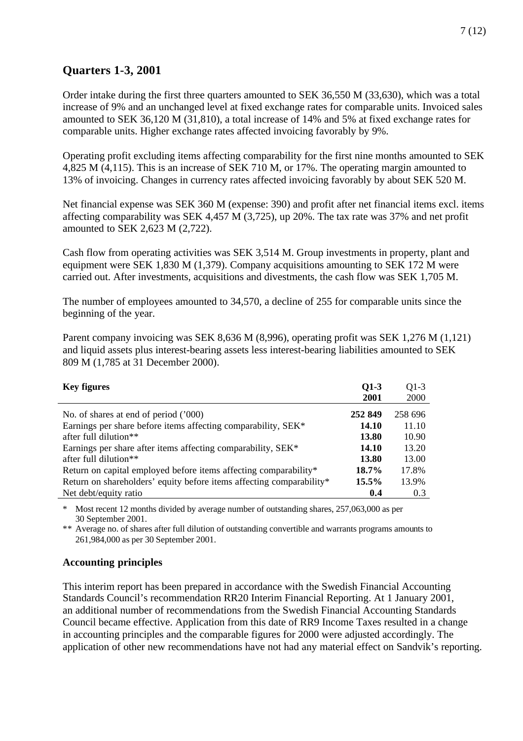## Quarters 1-3, 2001

Order intake during the first three quarters amounted to SEK 36,550 M (33,630), which was a total increase of 9% and an unchanged level at fixed exchange rates for comparable units. Invoiced sales amounted to SEK 36,120 M (31,810), a total increase of 14% and 5% at fixed exchange rates for comparable units. Higher exchange rates affected invoicing favorably by 9%.

Operating profit excluding items affecting comparability for the first nine months amounted to SEK 4,825 M (4,115). This is an increase of SEK 710 M, or 17%. The operating margin amounted to 13% of invoicing. Changes in currency rates affected invoicing favorably by about SEK 520 M.

Net financial expense was SEK 360 M (expense: 390) and profit after net financial items excl. items affecting comparability was SEK 4,457 M (3,725), up 20%. The tax rate was 37% and net profit amounted to SEK 2,623 M (2,722).

Cash flow from operating activities was SEK 3,514 M. Group investments in property, plant and equipment were SEK 1,830 M (1,379). Company acquisitions amounting to SEK 172 M were carried out. After investments, acquisitions and divestments, the cash flow was SEK 1,705 M.

The number of employees amounted to 34,570, a decline of 255 for comparable units since the beginning of the year.

Parent company invoicing was SEK 8,636 M (8,996), operating profit was SEK 1,276 M (1,121) and liquid assets plus interest-bearing assets less interest-bearing liabilities amounted to SEK 809 M (1,785 at 31 December 2000).

| **Key figures** | **Q1-3 2001** | Q1-3 2000 |
|---|---|---|
| No. of shares at end of period ('000) | **252 849** | 258 696 |
| Earnings per share before items affecting comparability, SEK* | **14.10** | 11.10 |
| after full dilution** | **13.80** | 10.90 |
| Earnings per share after items affecting comparability, SEK* | **14.10** | 13.20 |
| after full dilution** | **13.80** | 13.00 |
| Return on capital employed before items affecting comparability* | **18.7%** | 17.8% |
| Return on shareholders' equity before items affecting comparability* | **15.5%** | 13.9% |
| Net debt/equity ratio | **0.4** | 0.3 |

\* Most recent 12 months divided by average number of outstanding shares, 257,063,000 as per 30 September 2001.

\** Average no. of shares after full dilution of outstanding convertible and warrants programs amounts to 261,984,000 as per 30 September 2001.

### Accounting principles

This interim report has been prepared in accordance with the Swedish Financial Accounting Standards Council's recommendation RR20 Interim Financial Reporting. At 1 January 2001, an additional number of recommendations from the Swedish Financial Accounting Standards Council became effective. Application from this date of RR9 Income Taxes resulted in a change in accounting principles and the comparable figures for 2000 were adjusted accordingly. The application of other new recommendations have not had any material effect on Sandvik's reporting.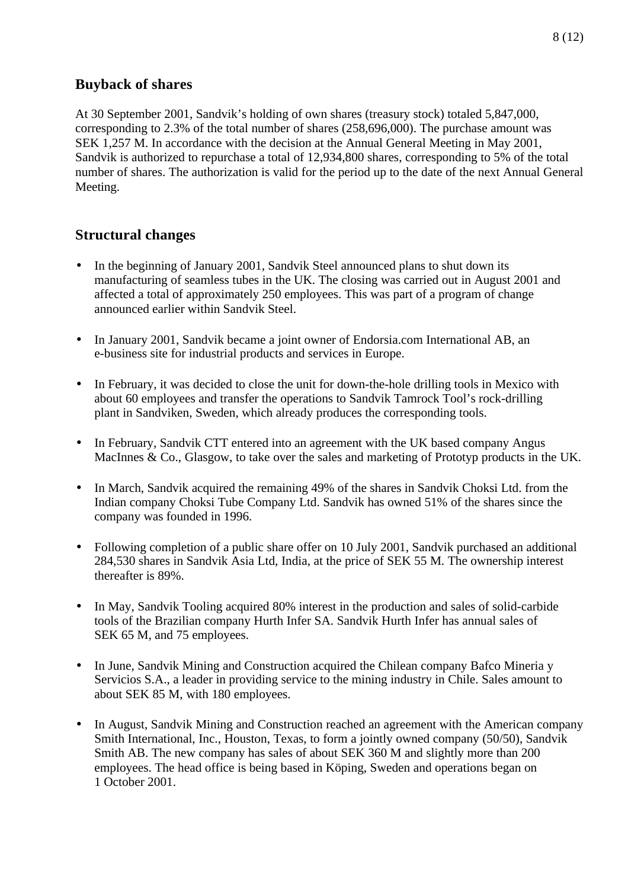## Buyback of shares

At 30 September 2001, Sandvik's holding of own shares (treasury stock) totaled 5,847,000, corresponding to 2.3% of the total number of shares (258,696,000). The purchase amount was SEK 1,257 M. In accordance with the decision at the Annual General Meeting in May 2001, Sandvik is authorized to repurchase a total of 12,934,800 shares, corresponding to 5% of the total number of shares. The authorization is valid for the period up to the date of the next Annual General Meeting.

## Structural changes

- In the beginning of January 2001, Sandvik Steel announced plans to shut down its manufacturing of seamless tubes in the UK. The closing was carried out in August 2001 and affected a total of approximately 250 employees. This was part of a program of change announced earlier within Sandvik Steel.
- In January 2001, Sandvik became a joint owner of Endorsia.com International AB, an e-business site for industrial products and services in Europe.
- In February, it was decided to close the unit for down-the-hole drilling tools in Mexico with about 60 employees and transfer the operations to Sandvik Tamrock Tool's rock-drilling plant in Sandviken, Sweden, which already produces the corresponding tools.
- In February, Sandvik CTT entered into an agreement with the UK based company Angus MacInnes & Co., Glasgow, to take over the sales and marketing of Prototyp products in the UK.
- In March, Sandvik acquired the remaining 49% of the shares in Sandvik Choksi Ltd. from the Indian company Choksi Tube Company Ltd. Sandvik has owned 51% of the shares since the company was founded in 1996.
- Following completion of a public share offer on 10 July 2001, Sandvik purchased an additional 284,530 shares in Sandvik Asia Ltd, India, at the price of SEK 55 M. The ownership interest thereafter is 89%.
- In May, Sandvik Tooling acquired 80% interest in the production and sales of solid-carbide tools of the Brazilian company Hurth Infer SA. Sandvik Hurth Infer has annual sales of SEK 65 M, and 75 employees.
- In June, Sandvik Mining and Construction acquired the Chilean company Bafco Mineria y Servicios S.A., a leader in providing service to the mining industry in Chile. Sales amount to about SEK 85 M, with 180 employees.
- In August, Sandvik Mining and Construction reached an agreement with the American company Smith International, Inc., Houston, Texas, to form a jointly owned company (50/50), Sandvik Smith AB. The new company has sales of about SEK 360 M and slightly more than 200 employees. The head office is being based in Köping, Sweden and operations began on 1 October 2001.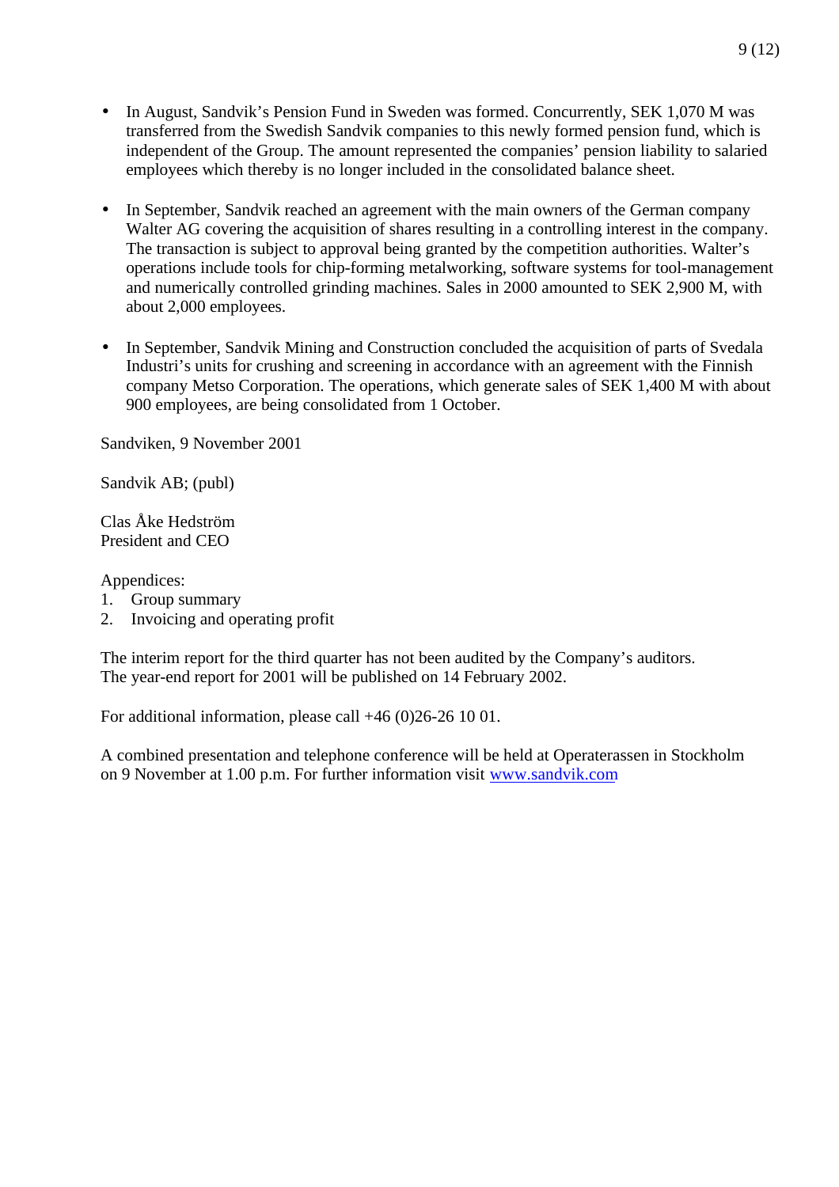- In August, Sandvik's Pension Fund in Sweden was formed. Concurrently, SEK 1,070 M was transferred from the Swedish Sandvik companies to this newly formed pension fund, which is independent of the Group. The amount represented the companies' pension liability to salaried employees which thereby is no longer included in the consolidated balance sheet.

- In September, Sandvik reached an agreement with the main owners of the German company Walter AG covering the acquisition of shares resulting in a controlling interest in the company. The transaction is subject to approval being granted by the competition authorities. Walter's operations include tools for chip-forming metalworking, software systems for tool-management and numerically controlled grinding machines. Sales in 2000 amounted to SEK 2,900 M, with about 2,000 employees.

- In September, Sandvik Mining and Construction concluded the acquisition of parts of Svedala Industri's units for crushing and screening in accordance with an agreement with the Finnish company Metso Corporation. The operations, which generate sales of SEK 1,400 M with about 900 employees, are being consolidated from 1 October.

Sandviken, 9 November 2001

Sandvik AB; (publ)

Clas Åke Hedström
President and CEO

Appendices:
1. Group summary
2. Invoicing and operating profit

The interim report for the third quarter has not been audited by the Company's auditors.
The year-end report for 2001 will be published on 14 February 2002.

For additional information, please call +46 (0)26-26 10 01.

A combined presentation and telephone conference will be held at Operaterassen in Stockholm on 9 November at 1.00 p.m. For further information visit www.sandvik.com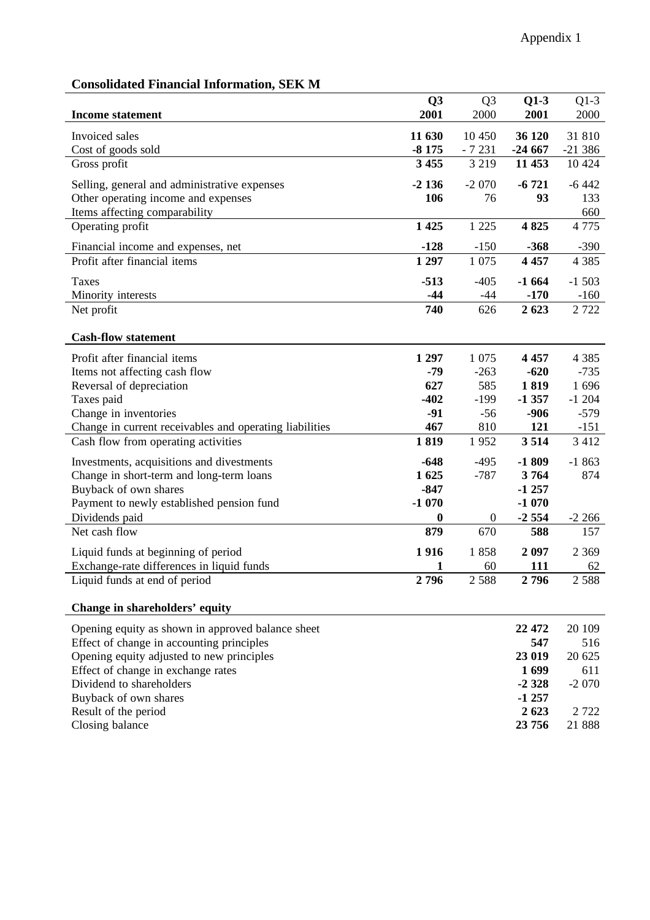Appendix 1

## Consolidated Financial Information, SEK M

| Income statement | Q3 2001 | Q3 2000 | Q1-3 2001 | Q1-3 2000 |
|---|---|---|---|---|
| Invoiced sales | **11 630** | 10 450 | **36 120** | 31 810 |
| Cost of goods sold | **-8 175** | - 7 231 | **-24 667** | -21 386 |
| Gross profit | **3 455** | 3 219 | **11 453** | 10 424 |
| Selling, general and administrative expenses | **-2 136** | -2 070 | **-6 721** | -6 442 |
| Other operating income and expenses | **106** | 76 | **93** | 133 |
| Items affecting comparability | | | | 660 |
| Operating profit | **1 425** | 1 225 | **4 825** | 4 775 |
| Financial income and expenses, net | **-128** | -150 | **-368** | -390 |
| Profit after financial items | **1 297** | 1 075 | **4 457** | 4 385 |
| Taxes | **-513** | -405 | **-1 664** | -1 503 |
| Minority interests | **-44** | -44 | **-170** | -160 |
| Net profit | **740** | 626 | **2 623** | 2 722 |

| Cash-flow statement | Q3 2001 | Q3 2000 | Q1-3 2001 | Q1-3 2000 |
|---|---|---|---|---|
| Profit after financial items | **1 297** | 1 075 | **4 457** | 4 385 |
| Items not affecting cash flow | **-79** | -263 | **-620** | -735 |
| Reversal of depreciation | **627** | 585 | **1 819** | 1 696 |
| Taxes paid | **-402** | -199 | **-1 357** | -1 204 |
| Change in inventories | **-91** | -56 | **-906** | -579 |
| Change in current receivables and operating liabilities | **467** | 810 | **121** | -151 |
| Cash flow from operating activities | **1 819** | 1 952 | **3 514** | 3 412 |
| Investments, acquisitions and divestments | **-648** | -495 | **-1 809** | -1 863 |
| Change in short-term and long-term loans | **1 625** | -787 | **3 764** | 874 |
| Buyback of own shares | **-847** | | **-1 257** | |
| Payment to newly established pension fund | **-1 070** | | **-1 070** | |
| Dividends paid | **0** | 0 | **-2 554** | -2 266 |
| Net cash flow | **879** | 670 | **588** | 157 |
| Liquid funds at beginning of period | **1 916** | 1 858 | **2 097** | 2 369 |
| Exchange-rate differences in liquid funds | **1** | 60 | **111** | 62 |
| Liquid funds at end of period | **2 796** | 2 588 | **2 796** | 2 588 |

| Change in shareholders' equity | Q1-3 2001 | Q1-3 2000 |
|---|---|---|
| Opening equity as shown in approved balance sheet | **22 472** | 20 109 |
| Effect of change in accounting principles | **547** | 516 |
| Opening equity adjusted to new principles | **23 019** | 20 625 |
| Effect of change in exchange rates | **1 699** | 611 |
| Dividend to shareholders | **-2 328** | -2 070 |
| Buyback of own shares | **-1 257** | |
| Result of the period | **2 623** | 2 722 |
| Closing balance | **23 756** | 21 888 |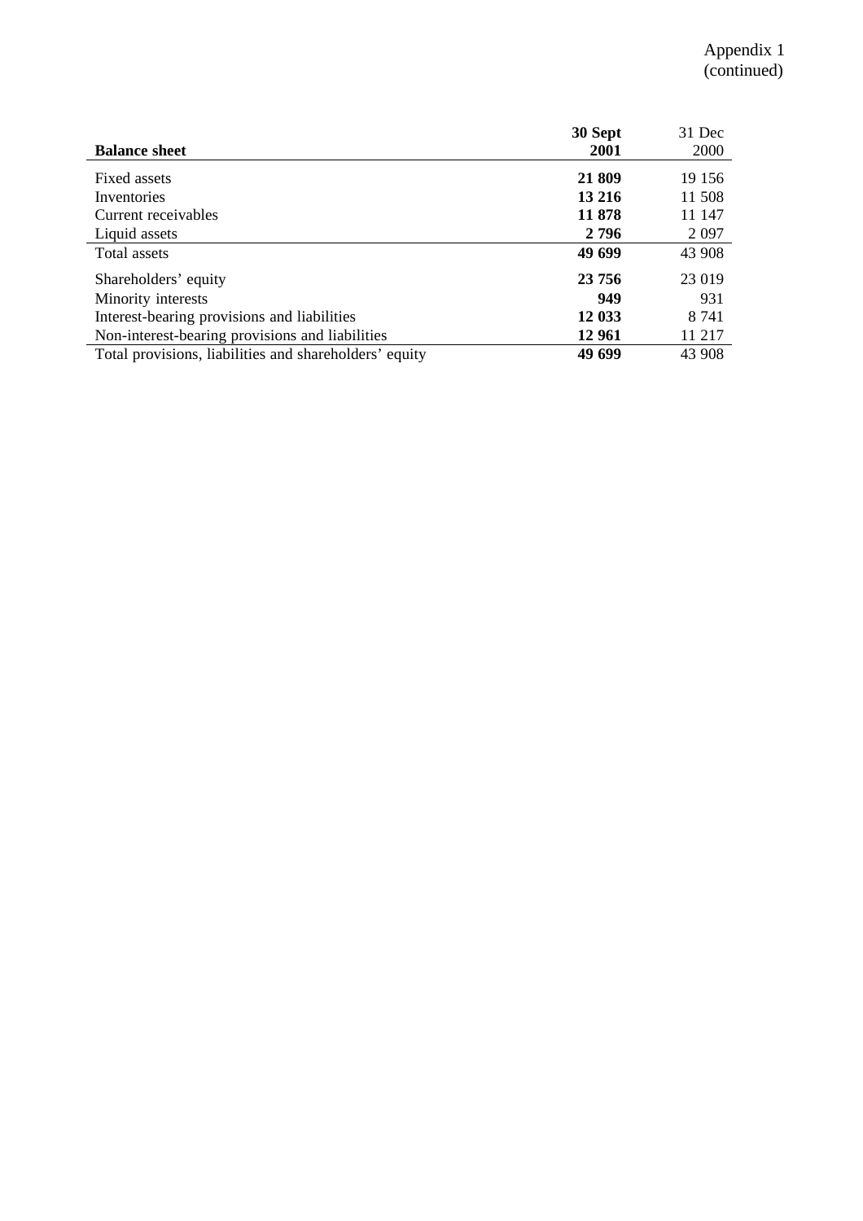Appendix 1
(continued)

| **Balance sheet** | **30 Sept 2001** | 31 Dec 2000 |
| --- | --- | --- |
| Fixed assets | **21 809** | 19 156 |
| Inventories | **13 216** | 11 508 |
| Current receivables | **11 878** | 11 147 |
| Liquid assets | **2 796** | 2 097 |
| Total assets | **49 699** | 43 908 |
| Shareholders' equity | **23 756** | 23 019 |
| Minority interests | **949** | 931 |
| Interest-bearing provisions and liabilities | **12 033** | 8 741 |
| Non-interest-bearing provisions and liabilities | **12 961** | 11 217 |
| Total provisions, liabilities and shareholders' equity | **49 699** | 43 908 |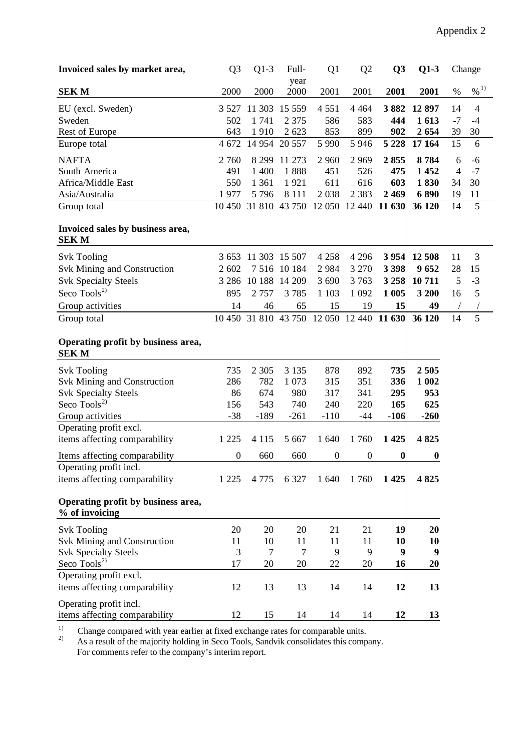Appendix 2

| Invoiced sales by market area, SEK M | Q3 2000 | Q1-3 2000 | Full-year 2000 | Q1 2001 | Q2 2001 | **Q3 2001** | **Q1-3 2001** | Change % | Change % [1] |
|---|---|---|---|---|---|---|---|---|---|
| EU (excl. Sweden) | 3 527 | 11 303 | 15 559 | 4 551 | 4 464 | **3 882** | **12 897** | 14 | 4 |
| Sweden | 502 | 1 741 | 2 375 | 586 | 583 | **444** | **1 613** | -7 | -4 |
| Rest of Europe | 643 | 1 910 | 2 623 | 853 | 899 | **902** | **2 654** | 39 | 30 |
| Europe total | 4 672 | 14 954 | 20 557 | 5 990 | 5 946 | **5 228** | **17 164** | 15 | 6 |
| NAFTA | 2 760 | 8 299 | 11 273 | 2 960 | 2 969 | **2 855** | **8 784** | 6 | -6 |
| South America | 491 | 1 400 | 1 888 | 451 | 526 | **475** | **1 452** | 4 | -7 |
| Africa/Middle East | 550 | 1 361 | 1 921 | 611 | 616 | **603** | **1 830** | 34 | 30 |
| Asia/Australia | 1 977 | 5 796 | 8 111 | 2 038 | 2 383 | **2 469** | **6 890** | 19 | 11 |
| Group total | 10 450 | 31 810 | 43 750 | 12 050 | 12 440 | **11 630** | **36 120** | 14 | 5 |
| **Invoiced sales by business area, SEK M** | | | | | | | | | |
| Svk Tooling | 3 653 | 11 303 | 15 507 | 4 258 | 4 296 | **3 954** | **12 508** | 11 | 3 |
| Svk Mining and Construction | 2 602 | 7 516 | 10 184 | 2 984 | 3 270 | **3 398** | **9 652** | 28 | 15 |
| Svk Specialty Steels | 3 286 | 10 188 | 14 209 | 3 690 | 3 763 | **3 258** | **10 711** | 5 | -3 |
| Seco Tools [2] | 895 | 2 757 | 3 785 | 1 103 | 1 092 | **1 005** | **3 200** | 16 | 5 |
| Group activities | 14 | 46 | 65 | 15 | 19 | **15** | **49** | / | / |
| Group total | 10 450 | 31 810 | 43 750 | 12 050 | 12 440 | **11 630** | **36 120** | 14 | 5 |
| **Operating profit by business area, SEK M** | | | | | | | | | |
| Svk Tooling | 735 | 2 305 | 3 135 | 878 | 892 | **735** | **2 505** | | |
| Svk Mining and Construction | 286 | 782 | 1 073 | 315 | 351 | **336** | **1 002** | | |
| Svk Specialty Steels | 86 | 674 | 980 | 317 | 341 | **295** | **953** | | |
| Seco Tools [2] | 156 | 543 | 740 | 240 | 220 | **165** | **625** | | |
| Group activities | -38 | -189 | -261 | -110 | -44 | **-106** | **-260** | | |
| Operating profit excl. items affecting comparability | 1 225 | 4 115 | 5 667 | 1 640 | 1 760 | **1 425** | **4 825** | | |
| Items affecting comparability | 0 | 660 | 660 | 0 | 0 | **0** | **0** | | |
| Operating profit incl. items affecting comparability | 1 225 | 4 775 | 6 327 | 1 640 | 1 760 | **1 425** | **4 825** | | |
| **Operating profit by business area, % of invoicing** | | | | | | | | | |
| Svk Tooling | 20 | 20 | 20 | 21 | 21 | **19** | **20** | | |
| Svk Mining and Construction | 11 | 10 | 11 | 11 | 11 | **10** | **10** | | |
| Svk Specialty Steels | 3 | 7 | 7 | 9 | 9 | **9** | **9** | | |
| Seco Tools [2] | 17 | 20 | 20 | 22 | 20 | **16** | **20** | | |
| Operating profit excl. items affecting comparability | 12 | 13 | 13 | 14 | 14 | **12** | **13** | | |
| Operating profit incl. items affecting comparability | 12 | 15 | 14 | 14 | 14 | **12** | **13** | | |

[1] Change compared with year earlier at fixed exchange rates for comparable units.

[2] As a result of the majority holding in Seco Tools, Sandvik consolidates this company. For comments refer to the company's interim report.